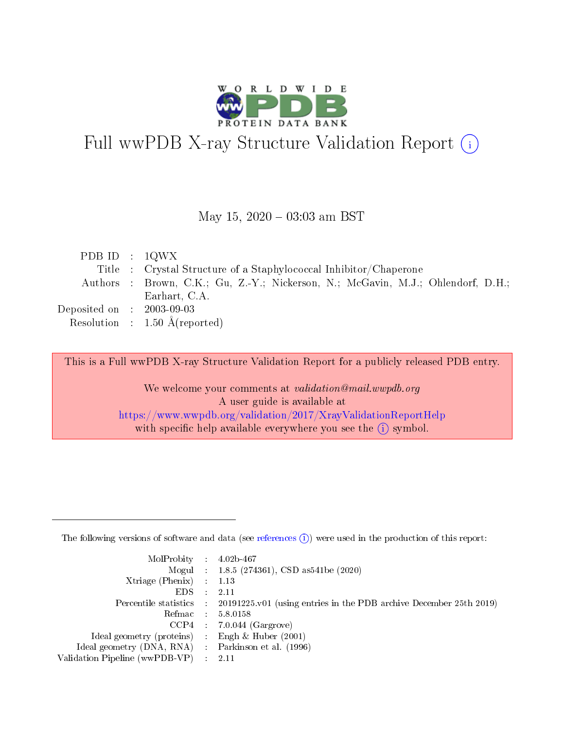# Full wwPDB X-ray Structure Validation Report (i)

May 15, 2020 – 03:03 am BST

| | | |
|---|---|---|
| PDB ID | : | 1QWX |
| Title | : | Crystal Structure of a Staphylococcal Inhibitor/Chaperone |
| Authors | : | Brown, C.K.; Gu, Z.-Y.; Nickerson, N.; McGavin, M.J.; Ohlendorf, D.H.; Earhart, C.A. |
| Deposited on | : | 2003-09-03 |
| Resolution | : | 1.50 Å(reported) |

This is a Full wwPDB X-ray Structure Validation Report for a publicly released PDB entry.

We welcome your comments at *validation@mail.wwpdb.org*
A user guide is available at
https://www.wwpdb.org/validation/2017/XrayValidationReportHelp
with specific help available everywhere you see the (i) symbol.

---

The following versions of software and data (see references (i)) were used in the production of this report:

| | | |
|---|---|---|
| MolProbity | : | 4.02b-467 |
| Mogul | : | 1.8.5 (274361), CSD as541be (2020) |
| Xtriage (Phenix) | : | 1.13 |
| EDS | : | 2.11 |
| Percentile statistics | : | 20191225.v01 (using entries in the PDB archive December 25th 2019) |
| Refmac | : | 5.8.0158 |
| CCP4 | : | 7.0.044 (Gargrove) |
| Ideal geometry (proteins) | : | Engh & Huber (2001) |
| Ideal geometry (DNA, RNA) | : | Parkinson et al. (1996) |
| Validation Pipeline (wwPDB-VP) | : | 2.11 |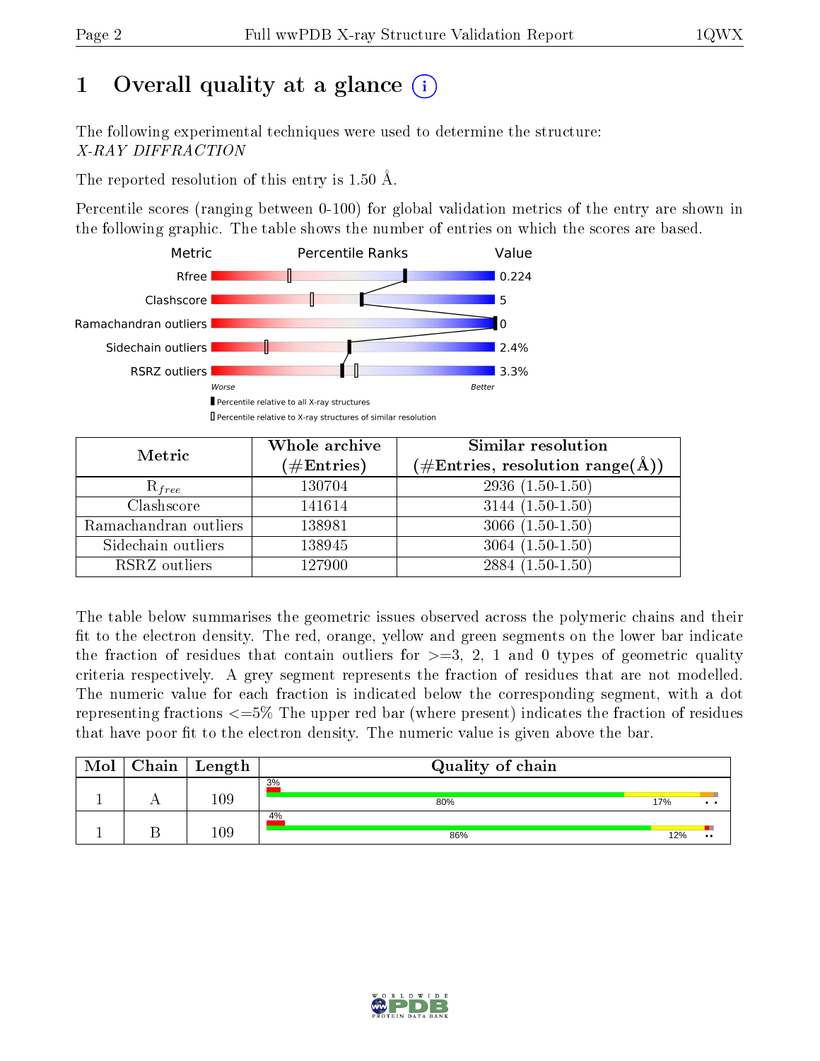# 1 Overall quality at a glance (i)

The following experimental techniques were used to determine the structure:
*X-RAY DIFFRACTION*

The reported resolution of this entry is 1.50 Å.

Percentile scores (ranging between 0-100) for global validation metrics of the entry are shown in the following graphic. The table shows the number of entries on which the scores are based.

| Metric | Value |
|---|---|
| Rfree | 0.224 |
| Clashscore | 5 |
| Ramachandran outliers | 0 |
| Sidechain outliers | 2.4% |
| RSRZ outliers | 3.3% |

Worse — Better

▮ Percentile relative to all X-ray structures
▯ Percentile relative to X-ray structures of similar resolution

| Metric | Whole archive (#Entries) | Similar resolution (#Entries, resolution range(Å)) |
|---|---|---|
| $R_{free}$ | 130704 | 2936 (1.50-1.50) |
| Clashscore | 141614 | 3144 (1.50-1.50) |
| Ramachandran outliers | 138981 | 3066 (1.50-1.50) |
| Sidechain outliers | 138945 | 3064 (1.50-1.50) |
| RSRZ outliers | 127900 | 2884 (1.50-1.50) |

The table below summarises the geometric issues observed across the polymeric chains and their fit to the electron density. The red, orange, yellow and green segments on the lower bar indicate the fraction of residues that contain outliers for >=3, 2, 1 and 0 types of geometric quality criteria respectively. A grey segment represents the fraction of residues that are not modelled. The numeric value for each fraction is indicated below the corresponding segment, with a dot representing fractions <=5% The upper red bar (where present) indicates the fraction of residues that have poor fit to the electron density. The numeric value is given above the bar.

| Mol | Chain | Length | Quality of chain |
|---|---|---|---|
| 1 | A | 109 | 3% (poor fit); 80% green, 17% yellow, • • |
| 1 | B | 109 | 4% (poor fit); 86% green, 12% yellow, • • |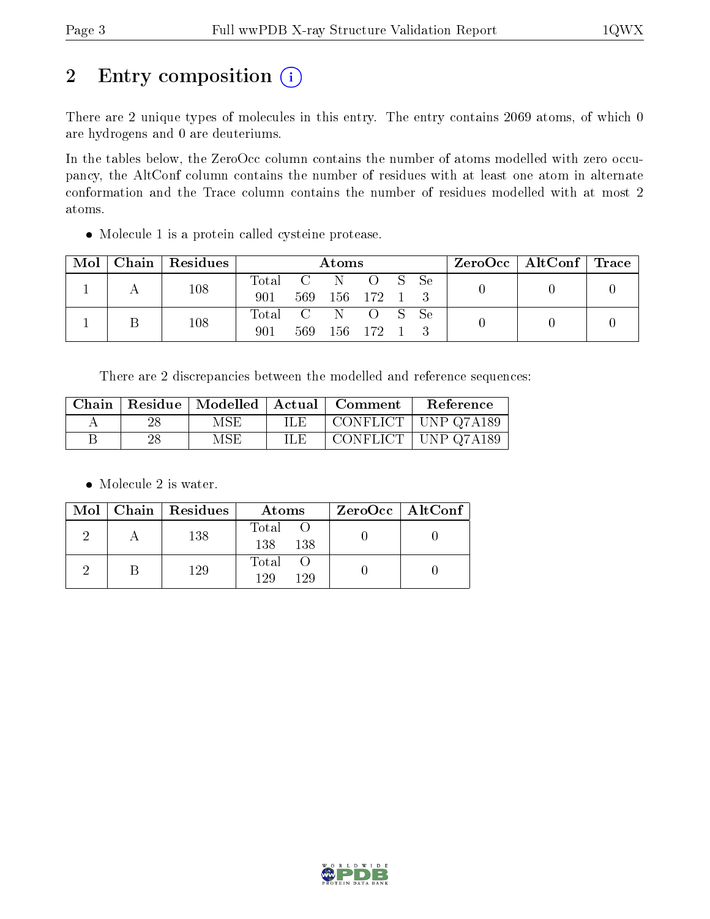# 2 Entry composition (i)

There are 2 unique types of molecules in this entry. The entry contains 2069 atoms, of which 0 are hydrogens and 0 are deuteriums.

In the tables below, the ZeroOcc column contains the number of atoms modelled with zero occupancy, the AltConf column contains the number of residues with at least one atom in alternate conformation and the Trace column contains the number of residues modelled with at most 2 atoms.

- Molecule 1 is a protein called cysteine protease.

| Mol | Chain | Residues | Atoms | | | | | | ZeroOcc | AltConf | Trace |
|---|---|---|---|---|---|---|---|---|---|---|---|
| | | | Total | C | N | O | S | Se | | | |
| 1 | A | 108 | 901 | 569 | 156 | 172 | 1 | 3 | 0 | 0 | 0 |
| 1 | B | 108 | 901 | 569 | 156 | 172 | 1 | 3 | 0 | 0 | 0 |

There are 2 discrepancies between the modelled and reference sequences:

| Chain | Residue | Modelled | Actual | Comment | Reference |
|---|---|---|---|---|---|
| A | 28 | MSE | ILE | CONFLICT | UNP Q7A189 |
| B | 28 | MSE | ILE | CONFLICT | UNP Q7A189 |

- Molecule 2 is water.

| Mol | Chain | Residues | Atoms | | ZeroOcc | AltConf |
|---|---|---|---|---|---|---|
| | | | Total | O | | |
| 2 | A | 138 | 138 | 138 | 0 | 0 |
| 2 | B | 129 | 129 | 129 | 0 | 0 |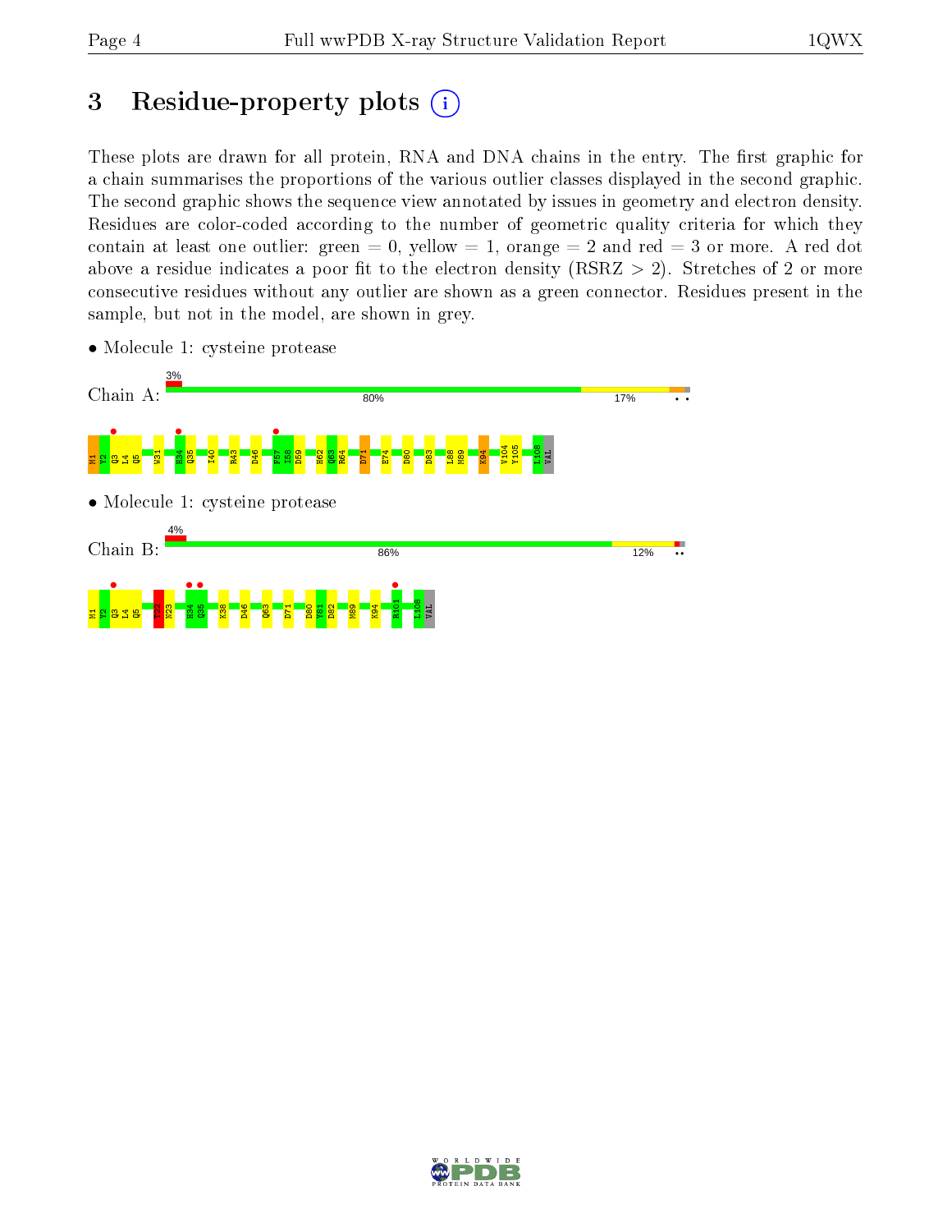# 3 Residue-property plots

These plots are drawn for all protein, RNA and DNA chains in the entry. The first graphic for a chain summarises the proportions of the various outlier classes displayed in the second graphic. The second graphic shows the sequence view annotated by issues in geometry and electron density. Residues are color-coded according to the number of geometric quality criteria for which they contain at least one outlier: green = 0, yellow = 1, orange = 2 and red = 3 or more. A red dot above a residue indicates a poor fit to the electron density (RSRZ > 2). Stretches of 2 or more consecutive residues without any outlier are shown as a green connector. Residues present in the sample, but not in the model, are shown in grey.

- Molecule 1: cysteine protease

Chain A: 3% | 80% | 17%

M1 Y2 Q3 L4 Q5 W31 H34 Q35 I40 R43 D46 F57 I58 D59 H62 Q63 R64 D71 E74 D80 D83 L88 M89 K94 V104 Y105 L108 VAL

- Molecule 1: cysteine protease

Chain B: 4% | 86% | 12%

M1 Y2 Q3 L4 Q5 T22 N23 H34 Q35 K38 D46 Q63 D71 D80 V81 D82 M89 K94 R101 L108 VAL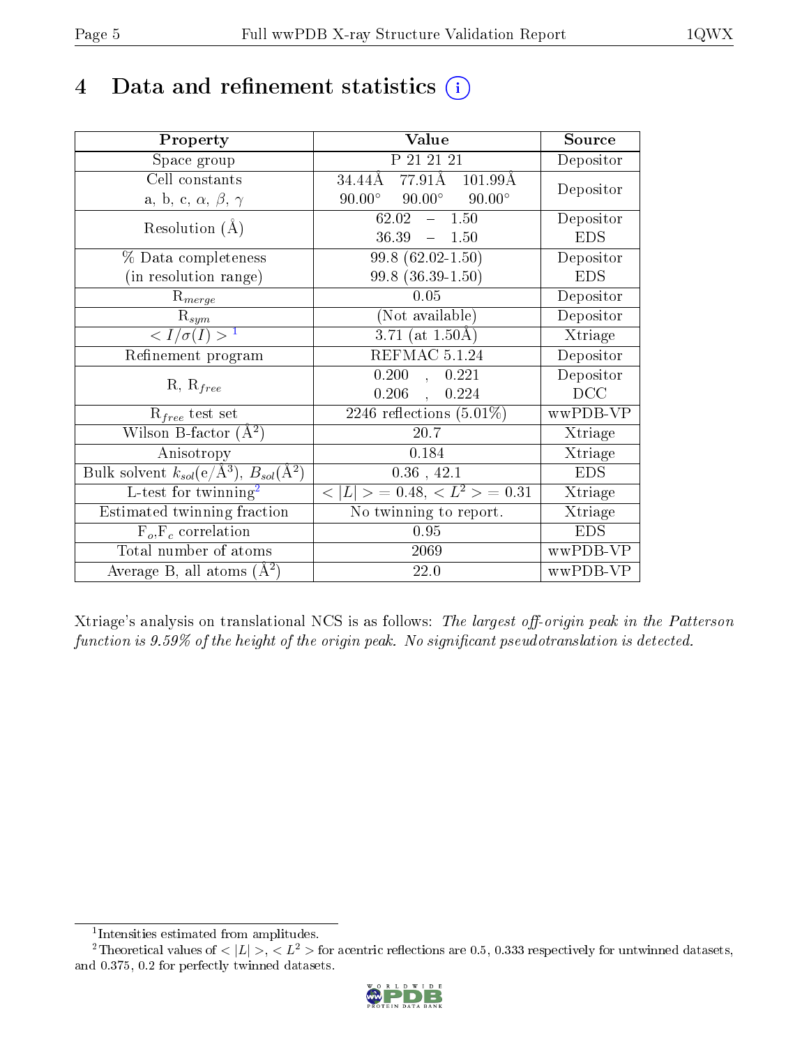# 4 Data and refinement statistics ⓘ

| Property | Value | Source |
|---|---|---|
| Space group | P 21 21 21 | Depositor |
| Cell constants<br>a, b, c, $\alpha$, $\beta$, $\gamma$ | 34.44Å 77.91Å 101.99Å<br>90.00° 90.00° 90.00° | Depositor |
| Resolution (Å) | 62.02 – 1.50<br>36.39 – 1.50 | Depositor<br>EDS |
| % Data completeness<br>(in resolution range) | 99.8 (62.02-1.50)<br>99.8 (36.39-1.50) | Depositor<br>EDS |
| $R_{merge}$ | 0.05 | Depositor |
| $R_{sym}$ | (Not available) | Depositor |
| $< I/\sigma(I) >$ [1] | 3.71 (at 1.50Å) | Xtriage |
| Refinement program | REFMAC 5.1.24 | Depositor |
| R, $R_{free}$ | 0.200 , 0.221<br>0.206 , 0.224 | Depositor<br>DCC |
| $R_{free}$ test set | 2246 reflections (5.01%) | wwPDB-VP |
| Wilson B-factor (Å$^2$) | 20.7 | Xtriage |
| Anisotropy | 0.184 | Xtriage |
| Bulk solvent $k_{sol}$(e/Å$^3$), $B_{sol}$(Å$^2$) | 0.36 , 42.1 | EDS |
| L-test for twinning[2] | $< \|L\| > = 0.48$, $< L^2 > = 0.31$ | Xtriage |
| Estimated twinning fraction | No twinning to report. | Xtriage |
| $F_o$,$F_c$ correlation | 0.95 | EDS |
| Total number of atoms | 2069 | wwPDB-VP |
| Average B, all atoms (Å$^2$) | 22.0 | wwPDB-VP |

Xtriage's analysis on translational NCS is as follows: *The largest off-origin peak in the Patterson function is 9.59% of the height of the origin peak. No significant pseudotranslation is detected.*

[1] Intensities estimated from amplitudes.

[2] Theoretical values of $<|L|>$, $<L^2>$ for acentric reflections are 0.5, 0.333 respectively for untwinned datasets, and 0.375, 0.2 for perfectly twinned datasets.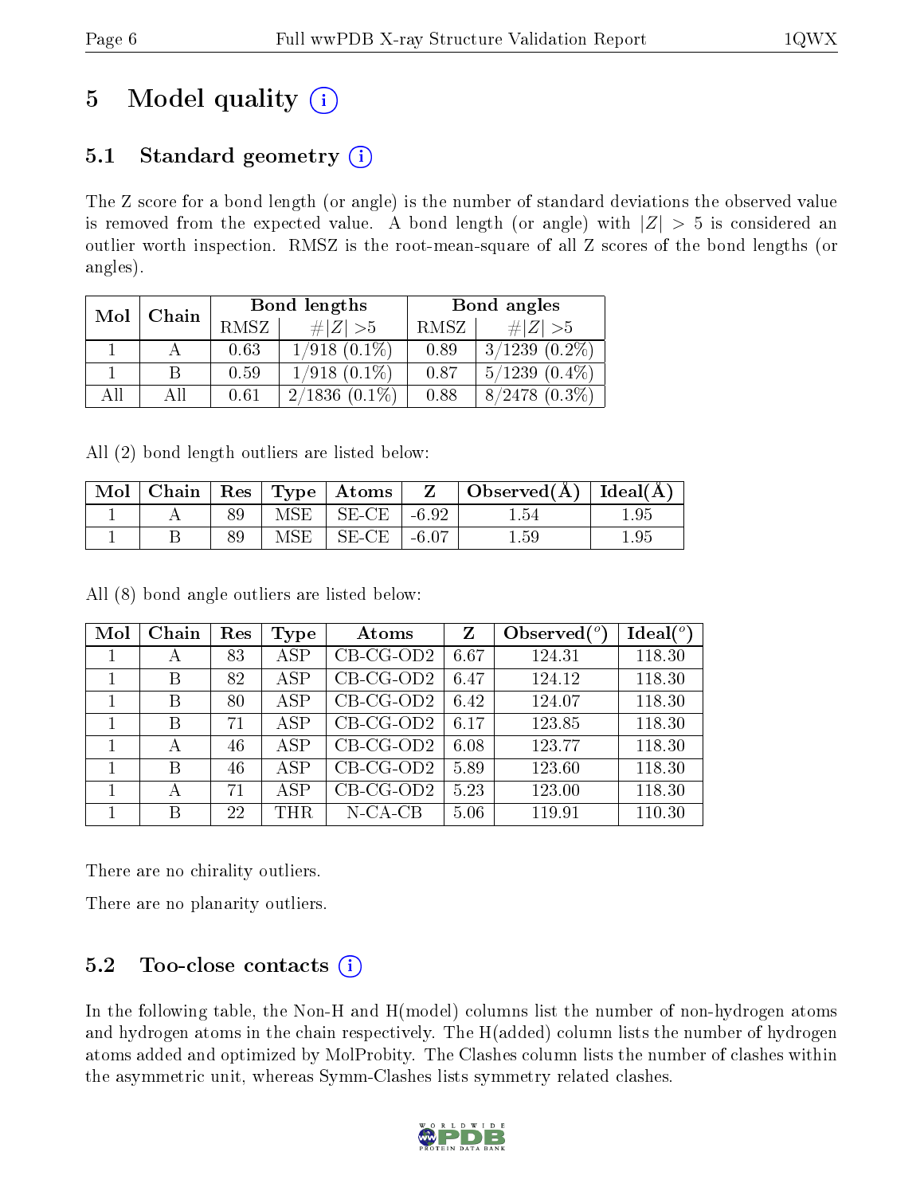# 5 Model quality (i)

## 5.1 Standard geometry (i)

The Z score for a bond length (or angle) is the number of standard deviations the observed value is removed from the expected value. A bond length (or angle) with $|Z| > 5$ is considered an outlier worth inspection. RMSZ is the root-mean-square of all Z scores of the bond lengths (or angles).

| Mol | Chain | Bond lengths | | Bond angles | |
|---|---|---|---|---|---|
| | | RMSZ | #\|Z\| >5 | RMSZ | #\|Z\| >5 |
| 1 | A | 0.63 | 1/918 (0.1%) | 0.89 | 3/1239 (0.2%) |
| 1 | B | 0.59 | 1/918 (0.1%) | 0.87 | 5/1239 (0.4%) |
| All | All | 0.61 | 2/1836 (0.1%) | 0.88 | 8/2478 (0.3%) |

All (2) bond length outliers are listed below:

| Mol | Chain | Res | Type | Atoms | Z | Observed(Å) | Ideal(Å) |
|---|---|---|---|---|---|---|---|
| 1 | A | 89 | MSE | SE-CE | -6.92 | 1.54 | 1.95 |
| 1 | B | 89 | MSE | SE-CE | -6.07 | 1.59 | 1.95 |

All (8) bond angle outliers are listed below:

| Mol | Chain | Res | Type | Atoms | Z | Observed(°) | Ideal(°) |
|---|---|---|---|---|---|---|---|
| 1 | A | 83 | ASP | CB-CG-OD2 | 6.67 | 124.31 | 118.30 |
| 1 | B | 82 | ASP | CB-CG-OD2 | 6.47 | 124.12 | 118.30 |
| 1 | B | 80 | ASP | CB-CG-OD2 | 6.42 | 124.07 | 118.30 |
| 1 | B | 71 | ASP | CB-CG-OD2 | 6.17 | 123.85 | 118.30 |
| 1 | A | 46 | ASP | CB-CG-OD2 | 6.08 | 123.77 | 118.30 |
| 1 | B | 46 | ASP | CB-CG-OD2 | 5.89 | 123.60 | 118.30 |
| 1 | A | 71 | ASP | CB-CG-OD2 | 5.23 | 123.00 | 118.30 |
| 1 | B | 22 | THR | N-CA-CB | 5.06 | 119.91 | 110.30 |

There are no chirality outliers.

There are no planarity outliers.

## 5.2 Too-close contacts (i)

In the following table, the Non-H and H(model) columns list the number of non-hydrogen atoms and hydrogen atoms in the chain respectively. The H(added) column lists the number of hydrogen atoms added and optimized by MolProbity. The Clashes column lists the number of clashes within the asymmetric unit, whereas Symm-Clashes lists symmetry related clashes.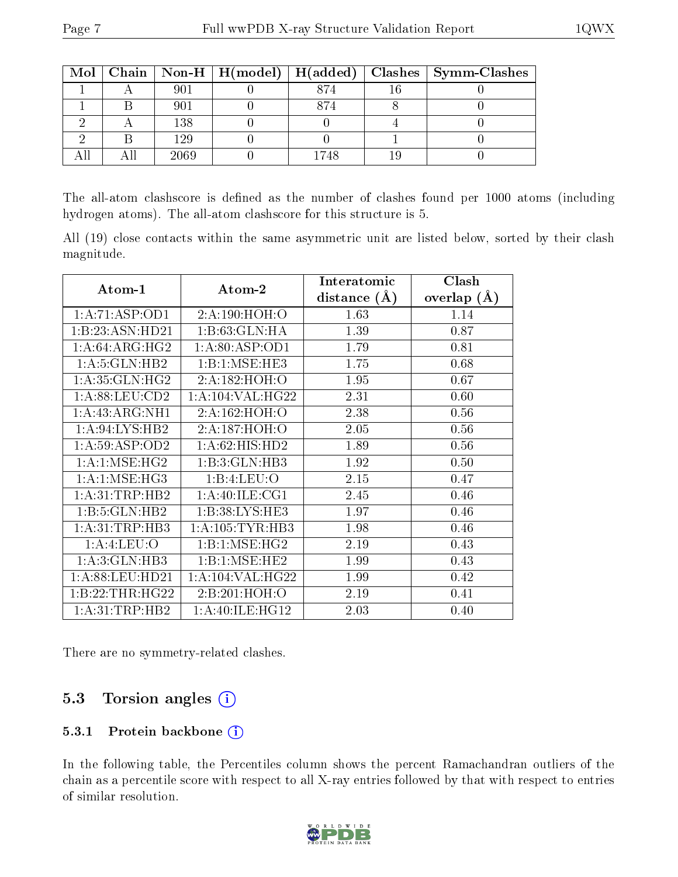| Mol | Chain | Non-H | H(model) | H(added) | Clashes | Symm-Clashes |
|---|---|---|---|---|---|---|
| 1 | A | 901 | 0 | 874 | 16 | 0 |
| 1 | B | 901 | 0 | 874 | 8 | 0 |
| 2 | A | 138 | 0 | 0 | 4 | 0 |
| 2 | B | 129 | 0 | 0 | 1 | 0 |
| All | All | 2069 | 0 | 1748 | 19 | 0 |

The all-atom clashscore is defined as the number of clashes found per 1000 atoms (including hydrogen atoms). The all-atom clashscore for this structure is 5.

All (19) close contacts within the same asymmetric unit are listed below, sorted by their clash magnitude.

| Atom-1 | Atom-2 | Interatomic distance (Å) | Clash overlap (Å) |
|---|---|---|---|
| 1:A:71:ASP:OD1 | 2:A:190:HOH:O | 1.63 | 1.14 |
| 1:B:23:ASN:HD21 | 1:B:63:GLN:HA | 1.39 | 0.87 |
| 1:A:64:ARG:HG2 | 1:A:80:ASP:OD1 | 1.79 | 0.81 |
| 1:A:5:GLN:HB2 | 1:B:1:MSE:HE3 | 1.75 | 0.68 |
| 1:A:35:GLN:HG2 | 2:A:182:HOH:O | 1.95 | 0.67 |
| 1:A:88:LEU:CD2 | 1:A:104:VAL:HG22 | 2.31 | 0.60 |
| 1:A:43:ARG:NH1 | 2:A:162:HOH:O | 2.38 | 0.56 |
| 1:A:94:LYS:HB2 | 2:A:187:HOH:O | 2.05 | 0.56 |
| 1:A:59:ASP:OD2 | 1:A:62:HIS:HD2 | 1.89 | 0.56 |
| 1:A:1:MSE:HG2 | 1:B:3:GLN:HB3 | 1.92 | 0.50 |
| 1:A:1:MSE:HG3 | 1:B:4:LEU:O | 2.15 | 0.47 |
| 1:A:31:TRP:HB2 | 1:A:40:ILE:CG1 | 2.45 | 0.46 |
| 1:B:5:GLN:HB2 | 1:B:38:LYS:HE3 | 1.97 | 0.46 |
| 1:A:31:TRP:HB3 | 1:A:105:TYR:HB3 | 1.98 | 0.46 |
| 1:A:4:LEU:O | 1:B:1:MSE:HG2 | 2.19 | 0.43 |
| 1:A:3:GLN:HB3 | 1:B:1:MSE:HE2 | 1.99 | 0.43 |
| 1:A:88:LEU:HD21 | 1:A:104:VAL:HG22 | 1.99 | 0.42 |
| 1:B:22:THR:HG22 | 2:B:201:HOH:O | 2.19 | 0.41 |
| 1:A:31:TRP:HB2 | 1:A:40:ILE:HG12 | 2.03 | 0.40 |

There are no symmetry-related clashes.

## 5.3 Torsion angles

### 5.3.1 Protein backbone

In the following table, the Percentiles column shows the percent Ramachandran outliers of the chain as a percentile score with respect to all X-ray entries followed by that with respect to entries of similar resolution.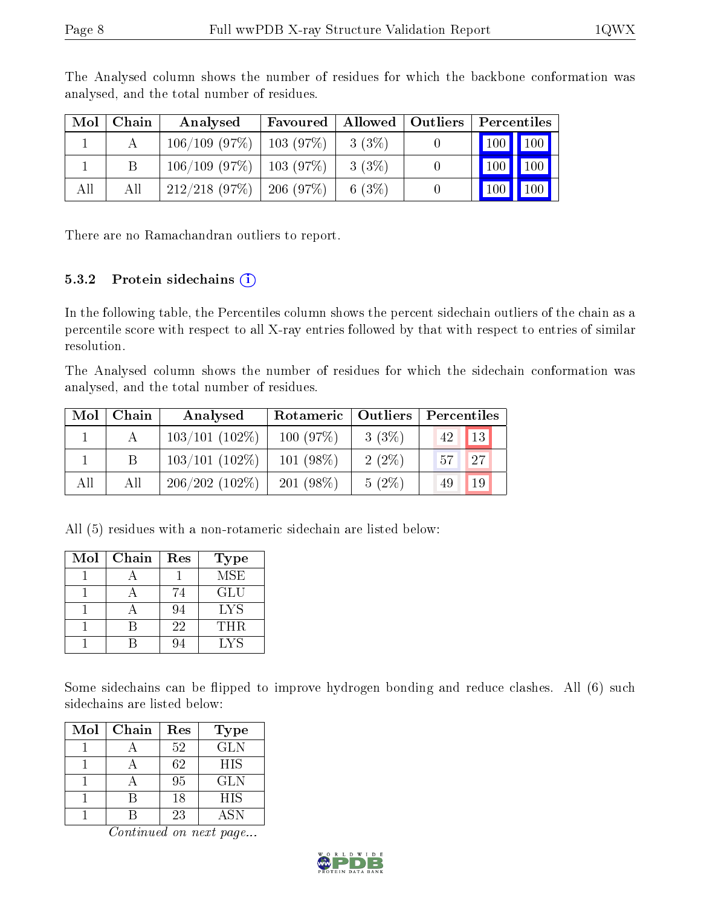The Analysed column shows the number of residues for which the backbone conformation was analysed, and the total number of residues.

| Mol | Chain | Analysed | Favoured | Allowed | Outliers | Percentiles | |
|---|---|---|---|---|---|---|---|
| 1 | A | 106/109 (97%) | 103 (97%) | 3 (3%) | 0 | 100 | 100 |
| 1 | B | 106/109 (97%) | 103 (97%) | 3 (3%) | 0 | 100 | 100 |
| All | All | 212/218 (97%) | 206 (97%) | 6 (3%) | 0 | 100 | 100 |

There are no Ramachandran outliers to report.

### 5.3.2 Protein sidechains

In the following table, the Percentiles column shows the percent sidechain outliers of the chain as a percentile score with respect to all X-ray entries followed by that with respect to entries of similar resolution.

The Analysed column shows the number of residues for which the sidechain conformation was analysed, and the total number of residues.

| Mol | Chain | Analysed | Rotameric | Outliers | Percentiles | |
|---|---|---|---|---|---|---|
| 1 | A | 103/101 (102%) | 100 (97%) | 3 (3%) | 42 | 13 |
| 1 | B | 103/101 (102%) | 101 (98%) | 2 (2%) | 57 | 27 |
| All | All | 206/202 (102%) | 201 (98%) | 5 (2%) | 49 | 19 |

All (5) residues with a non-rotameric sidechain are listed below:

| Mol | Chain | Res | Type |
|---|---|---|---|
| 1 | A | 1 | MSE |
| 1 | A | 74 | GLU |
| 1 | A | 94 | LYS |
| 1 | B | 22 | THR |
| 1 | B | 94 | LYS |

Some sidechains can be flipped to improve hydrogen bonding and reduce clashes. All (6) such sidechains are listed below:

| Mol | Chain | Res | Type |
|---|---|---|---|
| 1 | A | 52 | GLN |
| 1 | A | 62 | HIS |
| 1 | A | 95 | GLN |
| 1 | B | 18 | HIS |
| 1 | B | 23 | ASN |

*Continued on next page...*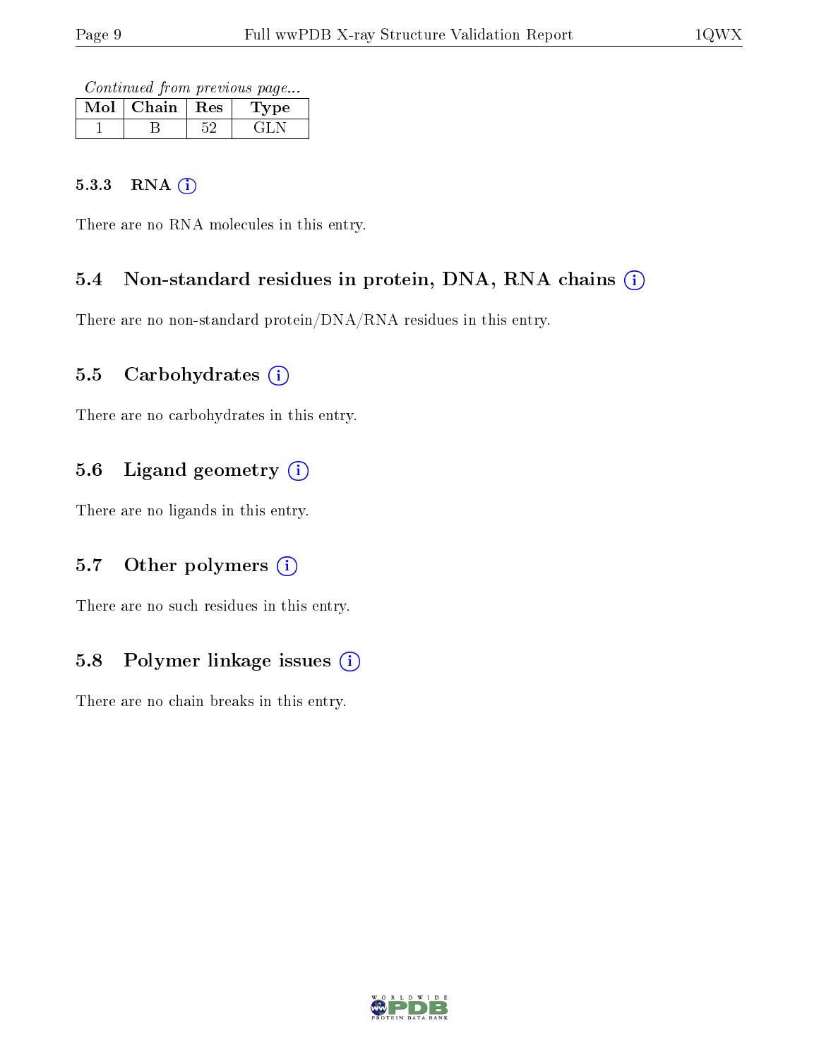*Continued from previous page...*

| Mol | Chain | Res | Type |
|---|---|---|---|
| 1 | B | 52 | GLN |

#### 5.3.3 RNA

There are no RNA molecules in this entry.

### 5.4 Non-standard residues in protein, DNA, RNA chains

There are no non-standard protein/DNA/RNA residues in this entry.

### 5.5 Carbohydrates

There are no carbohydrates in this entry.

### 5.6 Ligand geometry

There are no ligands in this entry.

### 5.7 Other polymers

There are no such residues in this entry.

### 5.8 Polymer linkage issues

There are no chain breaks in this entry.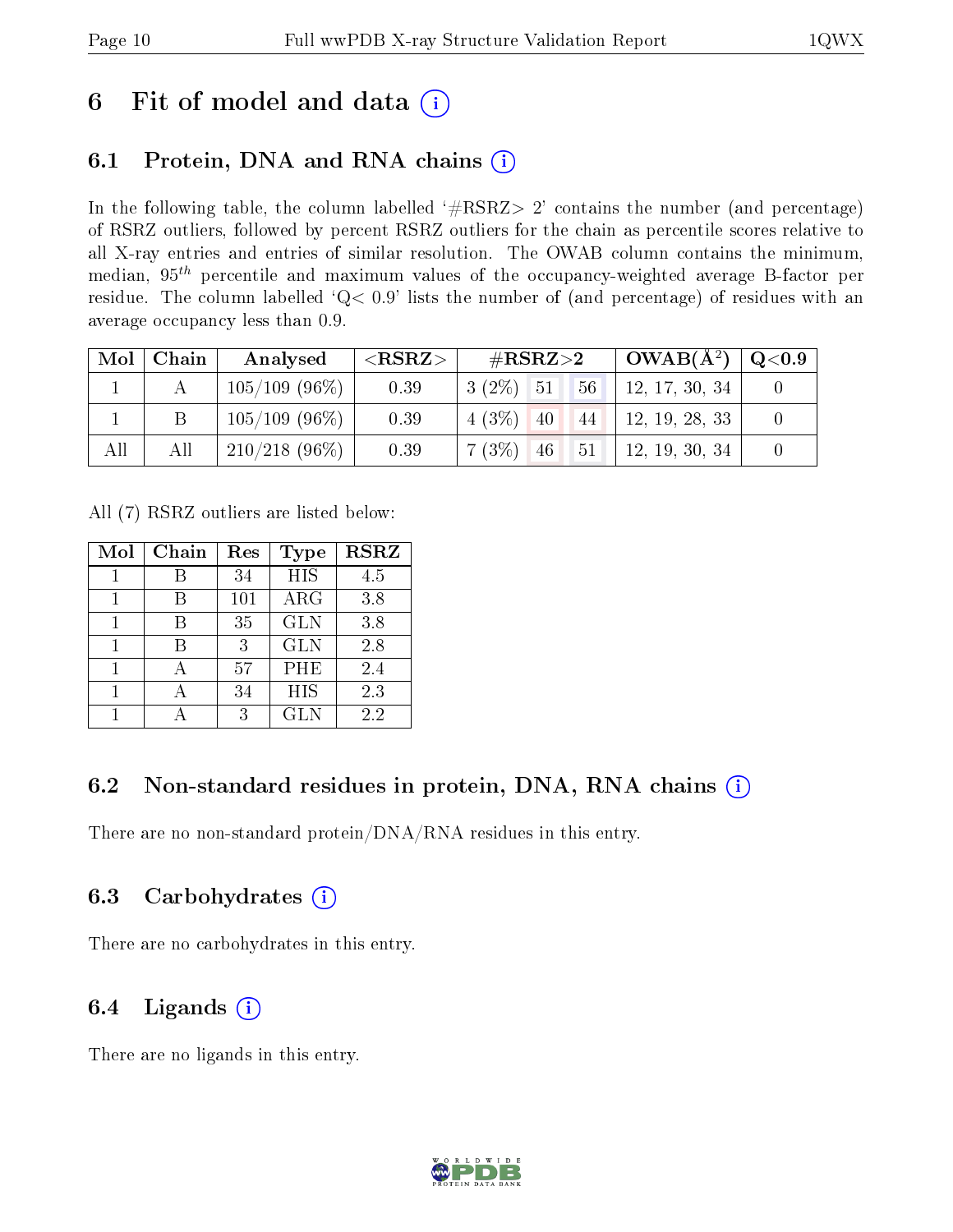# 6 Fit of model and data

## 6.1 Protein, DNA and RNA chains

In the following table, the column labelled '#RSRZ> 2' contains the number (and percentage) of RSRZ outliers, followed by percent RSRZ outliers for the chain as percentile scores relative to all X-ray entries and entries of similar resolution. The OWAB column contains the minimum, median, $95^{th}$ percentile and maximum values of the occupancy-weighted average B-factor per residue. The column labelled 'Q< 0.9' lists the number of (and percentage) of residues with an average occupancy less than 0.9.

| Mol | Chain | Analysed | <RSRZ> | #RSRZ>2 | | | OWAB(Å$^2$) | Q<0.9 |
|---|---|---|---|---|---|---|---|---|
| 1 | A | 105/109 (96%) | 0.39 | 3 (2%) | 51 | 56 | 12, 17, 30, 34 | 0 |
| 1 | B | 105/109 (96%) | 0.39 | 4 (3%) | 40 | 44 | 12, 19, 28, 33 | 0 |
| All | All | 210/218 (96%) | 0.39 | 7 (3%) | 46 | 51 | 12, 19, 30, 34 | 0 |

All (7) RSRZ outliers are listed below:

| Mol | Chain | Res | Type | RSRZ |
|---|---|---|---|---|
| 1 | B | 34 | HIS | 4.5 |
| 1 | B | 101 | ARG | 3.8 |
| 1 | B | 35 | GLN | 3.8 |
| 1 | B | 3 | GLN | 2.8 |
| 1 | A | 57 | PHE | 2.4 |
| 1 | A | 34 | HIS | 2.3 |
| 1 | A | 3 | GLN | 2.2 |

## 6.2 Non-standard residues in protein, DNA, RNA chains

There are no non-standard protein/DNA/RNA residues in this entry.

## 6.3 Carbohydrates

There are no carbohydrates in this entry.

## 6.4 Ligands

There are no ligands in this entry.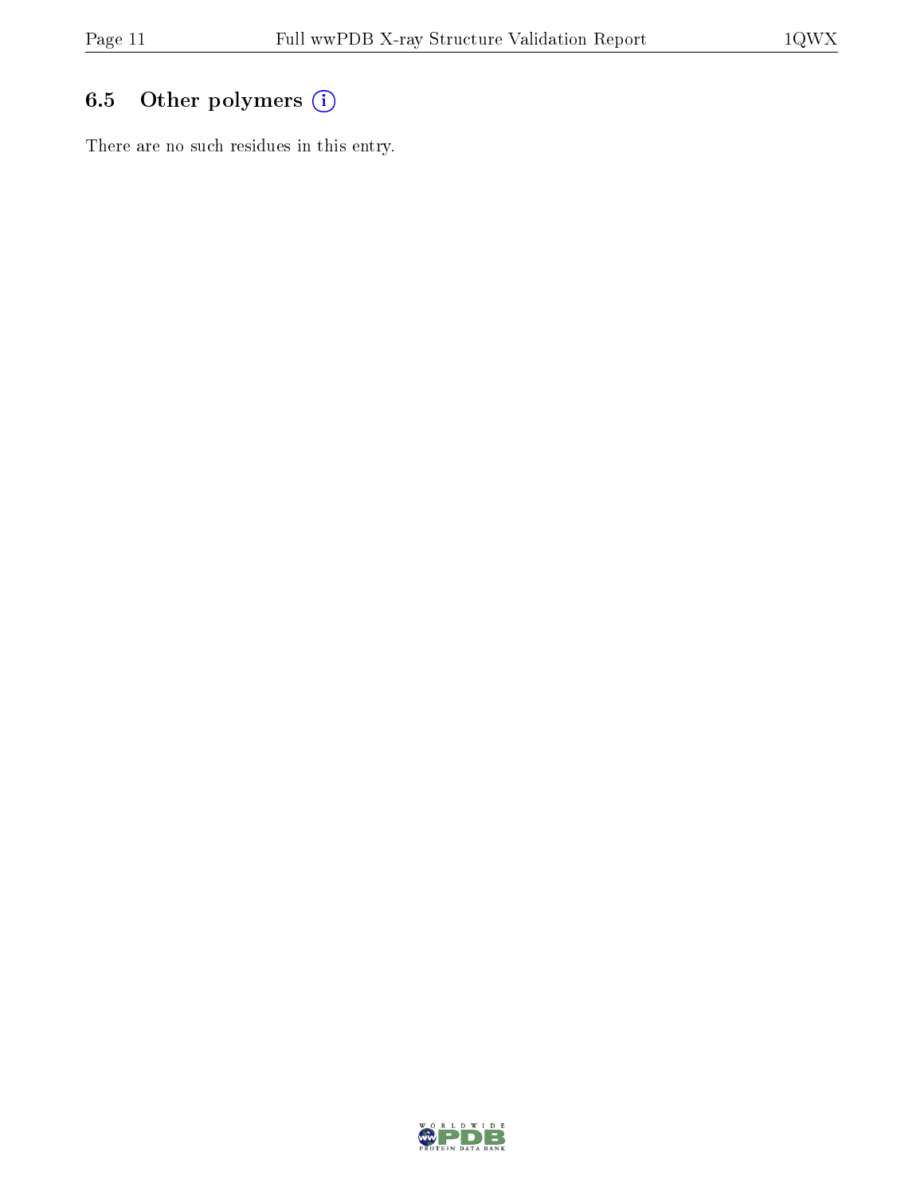### 6.5 Other polymers (i)

There are no such residues in this entry.